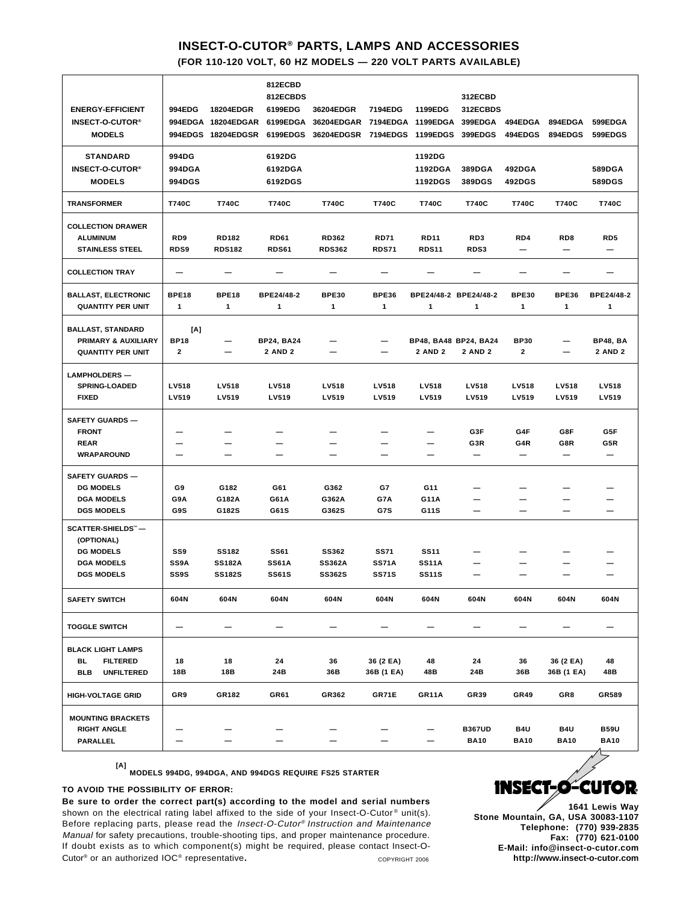# INSECT-O-CUTOR® PARTS, LAMPS AND ACCESSORIES

**(FOR 110-120 VOLT, 60 HZ MODELS — 220 VOLT PARTS AVAILABLE)**

| | | | | | | | | | | |
|---|---|---|---|---|---|---|---|---|---|---|
| **ENERGY-EFFICIENT INSECT-O-CUTOR® MODELS** | 994EDG<br>994EDGA<br>994EDGS | 18204EDGR<br>18204EDGAR<br>18204EDGSR | 812ECBD<br>812ECBDS<br>6199EDG<br>6199EDGA<br>6199EDGS | 36204EDGR<br>36204EDGAR<br>36204EDGSR | 7194EDG<br>7194EDGA<br>7194EDGS | 1199EDG<br>1199EDGA<br>1199EDGS | 312ECBD<br>312ECBDS<br>399EDGA<br>399EDGS | 494EDGA<br>494EDGS | 894EDGA<br>894EDGS | 599EDGA<br>599EDGS |
| **STANDARD INSECT-O-CUTOR® MODELS** | 994DG<br>994DGA<br>994DGS | | 6192DG<br>6192DGA<br>6192DGS | | | 1192DG<br>1192DGA<br>1192DGS | 389DGA<br>389DGS | 492DGA<br>492DGS | | 589DGA<br>589DGS |
| **TRANSFORMER** | T740C | T740C | T740C | T740C | T740C | T740C | T740C | T740C | T740C | T740C |
| **COLLECTION DRAWER** | | | | | | | | | | |
| ALUMINUM | RD9 | RD182 | RD61 | RD362 | RD71 | RD11 | RD3 | RD4 | RD8 | RD5 |
| STAINLESS STEEL | RDS9 | RDS182 | RDS61 | RDS362 | RDS71 | RDS11 | RDS3 | — | — | — |
| **COLLECTION TRAY** | — | — | — | — | — | — | — | — | — | — |
| **BALLAST, ELECTRONIC** | BPE18 | BPE18 | BPE24/48-2 | BPE30 | BPE36 | BPE24/48-2 | BPE24/48-2 | BPE30 | BPE36 | BPE24/48-2 |
| QUANTITY PER UNIT | 1 | 1 | 1 | 1 | 1 | 1 | 1 | 1 | 1 | 1 |
| **BALLAST, STANDARD** | [A] | | | | | | | | | |
| PRIMARY & AUXILIARY | BP18 | — | BP24, BA24 | — | — | BP48, BA48 | BP24, BA24 | BP30 | — | BP48, BA |
| QUANTITY PER UNIT | 2 | — | 2 AND 2 | — | — | 2 AND 2 | 2 AND 2 | 2 | — | 2 AND 2 |
| **LAMPHOLDERS —** | | | | | | | | | | |
| SPRING-LOADED | LV518 | LV518 | LV518 | LV518 | LV518 | LV518 | LV518 | LV518 | LV518 | LV518 |
| FIXED | LV519 | LV519 | LV519 | LV519 | LV519 | LV519 | LV519 | LV519 | LV519 | LV519 |
| **SAFETY GUARDS —** | | | | | | | | | | |
| FRONT | — | — | — | — | — | — | G3F | G4F | G8F | G5F |
| REAR | — | — | — | — | — | — | G3R | G4R | G8R | G5R |
| WRAPAROUND | — | — | — | — | — | — | — | — | — | — |
| **SAFETY GUARDS —** | | | | | | | | | | |
| DG MODELS | G9 | G182 | G61 | G362 | G7 | G11 | — | — | — | — |
| DGA MODELS | G9A | G182A | G61A | G362A | G7A | G11A | — | — | — | — |
| DGS MODELS | G9S | G182S | G61S | G362S | G7S | G11S | — | — | — | — |
| **SCATTER-SHIELDS™ — (OPTIONAL)** | | | | | | | | | | |
| DG MODELS | SS9 | SS182 | SS61 | SS362 | SS71 | SS11 | — | — | — | — |
| DGA MODELS | SS9A | SS182A | SS61A | SS362A | SS71A | SS11A | — | — | — | — |
| DGS MODELS | SS9S | SS182S | SS61S | SS362S | SS71S | SS11S | — | — | — | — |
| **SAFETY SWITCH** | 604N | 604N | 604N | 604N | 604N | 604N | 604N | 604N | 604N | 604N |
| **TOGGLE SWITCH** | — | — | — | — | — | — | — | — | — | — |
| **BLACK LIGHT LAMPS** | | | | | | | | | | |
| BL FILTERED | 18 | 18 | 24 | 36 | 36 (2 EA) | 48 | 24 | 36 | 36 (2 EA) | 48 |
| BLB UNFILTERED | 18B | 18B | 24B | 36B | 36B (1 EA) | 48B | 24B | 36B | 36B (1 EA) | 48B |
| **HIGH-VOLTAGE GRID** | GR9 | GR182 | GR61 | GR362 | GR71E | GR11A | GR39 | GR49 | GR8 | GR589 |
| **MOUNTING BRACKETS** | | | | | | | | | | |
| RIGHT ANGLE | — | — | — | — | — | — | B367UD | B4U | B4U | B59U |
| PARALLEL | — | — | — | — | — | — | BA10 | BA10 | BA10 | BA10 |

[A] MODELS 994DG, 994DGA, AND 994DGS REQUIRE FS25 STARTER

**TO AVOID THE POSSIBILITY OF ERROR:**

**Be sure to order the correct part(s) according to the model and serial numbers** shown on the electrical rating label affixed to the side of your Insect-O-Cutor® unit(s). Before replacing parts, please read the *Insect-O-Cutor® Instruction and Maintenance Manual* for safety precautions, trouble-shooting tips, and proper maintenance procedure. If doubt exists as to which component(s) might be required, please contact Insect-O-Cutor® or an authorized IOC® representative.

COPYRIGHT 2006

**INSECT-O-CUTOR®**

**1641 Lewis Way**
**Stone Mountain, GA, USA 30083-1107**
**Telephone: (770) 939-2835**
**Fax: (770) 621-0100**
**E-Mail: info@insect-o-cutor.com**
**http://www.insect-o-cutor.com**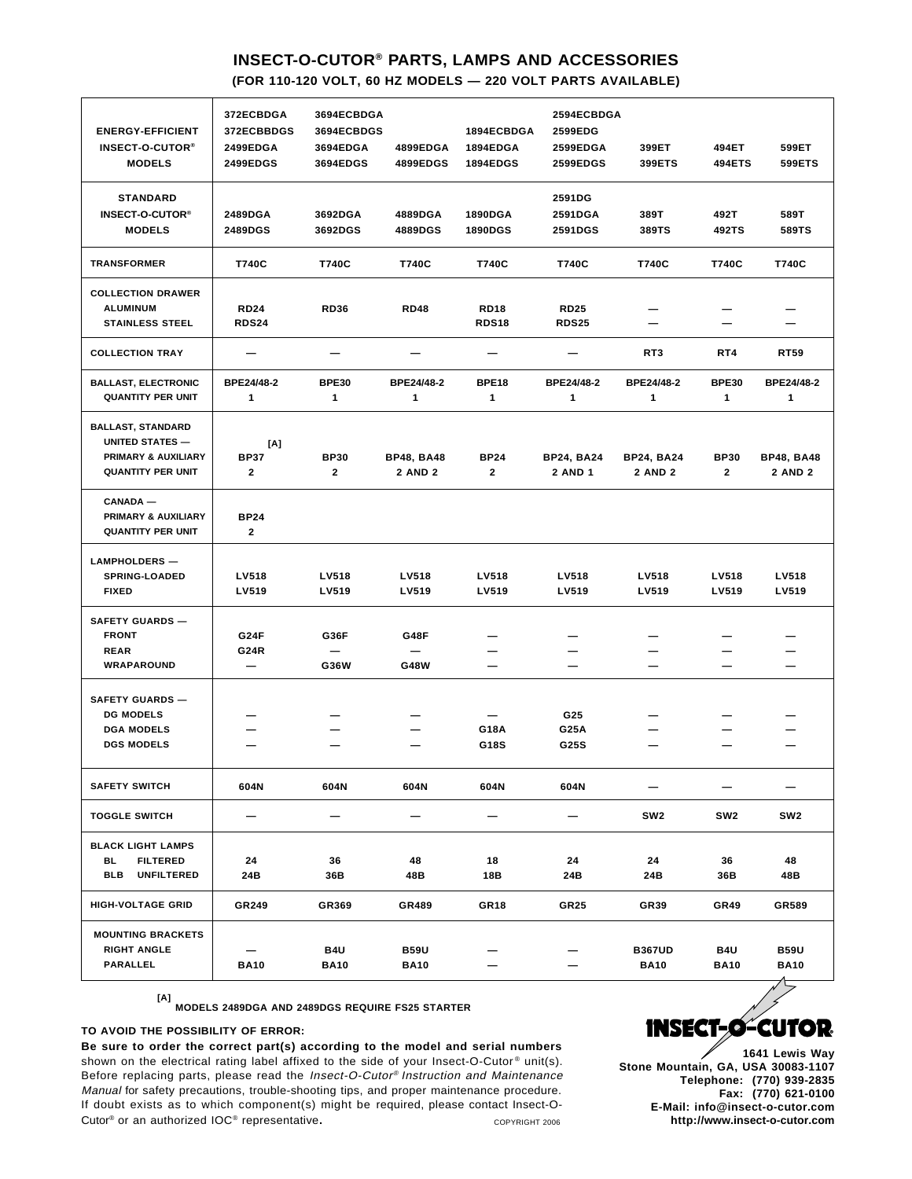# INSECT-O-CUTOR® PARTS, LAMPS AND ACCESSORIES

**(FOR 110-120 VOLT, 60 HZ MODELS — 220 VOLT PARTS AVAILABLE)**

| | | | | | | | | |
|---|---|---|---|---|---|---|---|---|
| **ENERGY-EFFICIENT INSECT-O-CUTOR® MODELS** | 372ECBDGA<br>372ECBBDGS<br>2499EDGA<br>2499EDGS | 3694ECBDGA<br>3694ECBDGS<br>3694EDGA<br>3694EDGS | 4899EDGA<br>4899EDGS | 1894ECBDGA<br>1894EDGA<br>1894EDGS | 2594ECBDGA<br>2599EDG<br>2599EDGA<br>2599EDGS | 399ET<br>399ETS | 494ET<br>494ETS | 599ET<br>599ETS |
| **STANDARD INSECT-O-CUTOR® MODELS** | 2489DGA<br>2489DGS | 3692DGA<br>3692DGS | 4889DGA<br>4889DGS | 1890DGA<br>1890DGS | 2591DG<br>2591DGA<br>2591DGS | 389T<br>389TS | 492T<br>492TS | 589T<br>589TS |
| **TRANSFORMER** | T740C | T740C | T740C | T740C | T740C | T740C | T740C | T740C |
| **COLLECTION DRAWER**<br>ALUMINUM<br>STAINLESS STEEL | <br>RD24<br>RDS24 | <br>RD36 | <br>RD48 | <br>RD18<br>RDS18 | <br>RD25<br>RDS25 | <br>—<br>— | <br>—<br>— | <br>—<br>— |
| **COLLECTION TRAY** | — | — | — | — | — | RT3 | RT4 | RT59 |
| **BALLAST, ELECTRONIC**<br>QUANTITY PER UNIT | BPE24/48-2<br>1 | BPE30<br>1 | BPE24/48-2<br>1 | BPE18<br>1 | BPE24/48-2<br>1 | BPE24/48-2<br>1 | BPE30<br>1 | BPE24/48-2<br>1 |
| **BALLAST, STANDARD**<br>UNITED STATES —<br>PRIMARY & AUXILIARY<br>QUANTITY PER UNIT | [A]<br>BP37<br>2 | BP30<br>2 | BP48, BA48<br>2 AND 2 | BP24<br>2 | BP24, BA24<br>2 AND 1 | BP24, BA24<br>2 AND 2 | BP30<br>2 | BP48, BA48<br>2 AND 2 |
| CANADA —<br>PRIMARY & AUXILIARY<br>QUANTITY PER UNIT | BP24<br>2 | | | | | | | |
| **LAMPHOLDERS —**<br>SPRING-LOADED<br>FIXED | <br>LV518<br>LV519 | <br>LV518<br>LV519 | <br>LV518<br>LV519 | <br>LV518<br>LV519 | <br>LV518<br>LV519 | <br>LV518<br>LV519 | <br>LV518<br>LV519 | <br>LV518<br>LV519 |
| **SAFETY GUARDS —**<br>FRONT<br>REAR<br>WRAPAROUND | <br>G24F<br>G24R<br>— | <br>G36F<br>—<br>G36W | <br>G48F<br>—<br>G48W | <br>—<br>—<br>— | <br>—<br>—<br>— | <br>—<br>—<br>— | <br>—<br>—<br>— | <br>—<br>—<br>— |
| **SAFETY GUARDS —**<br>DG MODELS<br>DGA MODELS<br>DGS MODELS | <br>—<br>—<br>— | <br>—<br>—<br>— | <br>—<br>—<br>— | <br>—<br>G18A<br>G18S | <br>G25<br>G25A<br>G25S | <br>—<br>—<br>— | <br>—<br>—<br>— | <br>—<br>—<br>— |
| **SAFETY SWITCH** | 604N | 604N | 604N | 604N | 604N | — | — | — |
| **TOGGLE SWITCH** | — | — | — | — | — | SW2 | SW2 | SW2 |
| **BLACK LIGHT LAMPS**<br>BL FILTERED<br>BLB UNFILTERED | <br>24<br>24B | <br>36<br>36B | <br>48<br>48B | <br>18<br>18B | <br>24<br>24B | <br>24<br>24B | <br>36<br>36B | <br>48<br>48B |
| **HIGH-VOLTAGE GRID** | GR249 | GR369 | GR489 | GR18 | GR25 | GR39 | GR49 | GR589 |
| **MOUNTING BRACKETS**<br>RIGHT ANGLE<br>PARALLEL | <br>—<br>BA10 | <br>B4U<br>BA10 | <br>B59U<br>BA10 | <br>—<br>— | <br>—<br>— | <br>B367UD<br>BA10 | <br>B4U<br>BA10 | <br>B59U<br>BA10 |

[A] MODELS 2489DGA AND 2489DGS REQUIRE FS25 STARTER

**TO AVOID THE POSSIBILITY OF ERROR:**

**Be sure to order the correct part(s) according to the model and serial numbers** shown on the electrical rating label affixed to the side of your Insect-O-Cutor® unit(s). Before replacing parts, please read the *Insect-O-Cutor® Instruction and Maintenance Manual* for safety precautions, trouble-shooting tips, and proper maintenance procedure. If doubt exists as to which component(s) might be required, please contact Insect-O-Cutor® or an authorized IOC® representative.

COPYRIGHT 2006

**INSECT-O-CUTOR**

**1641 Lewis Way**
**Stone Mountain, GA, USA 30083-1107**
**Telephone: (770) 939-2835**
**Fax: (770) 621-0100**
**E-Mail: info@insect-o-cutor.com**
**http://www.insect-o-cutor.com**